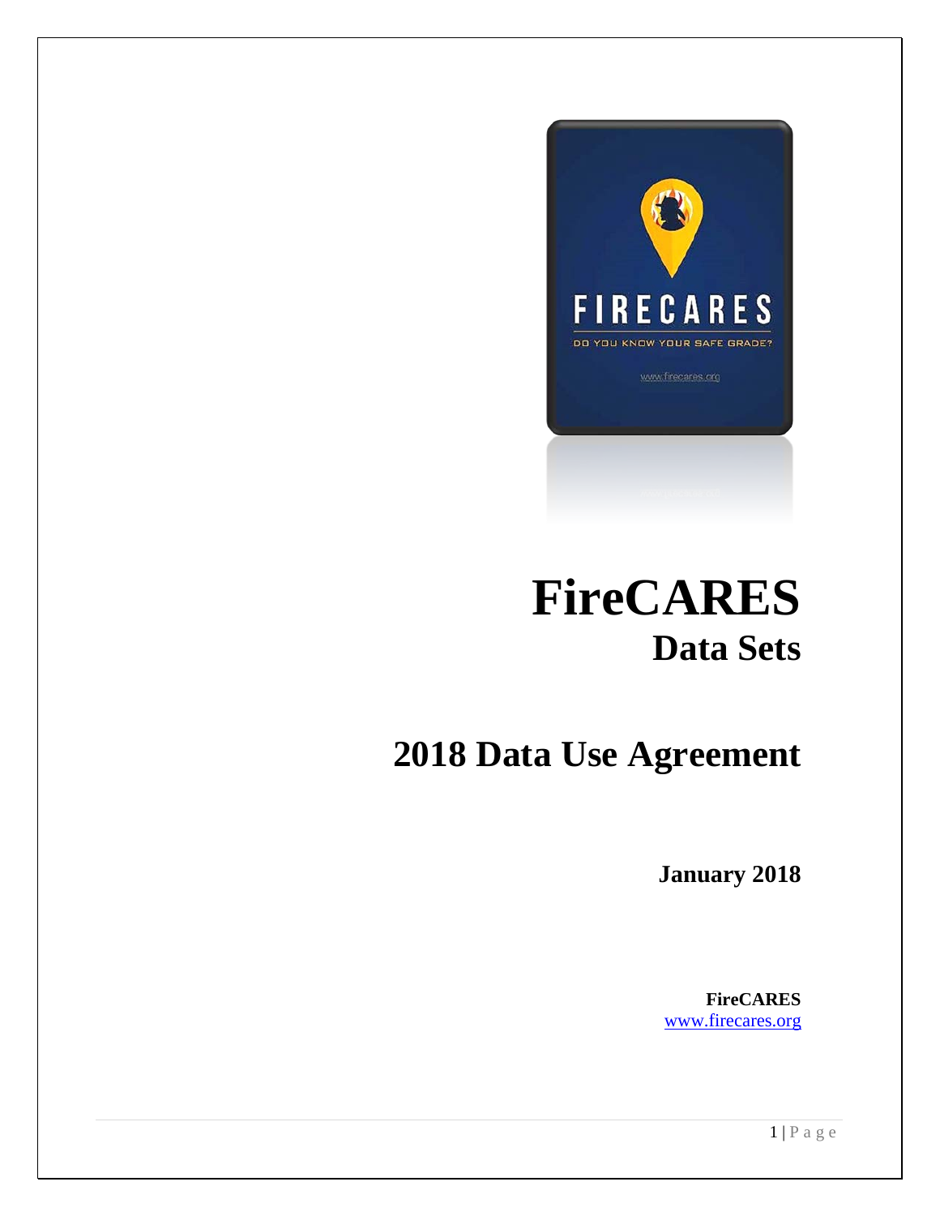# FireCARES
## Data Sets

# 2018 Data Use Agreement

**January 2018**

**FireCARES**
[www.firecares.org](http://www.firecares.org)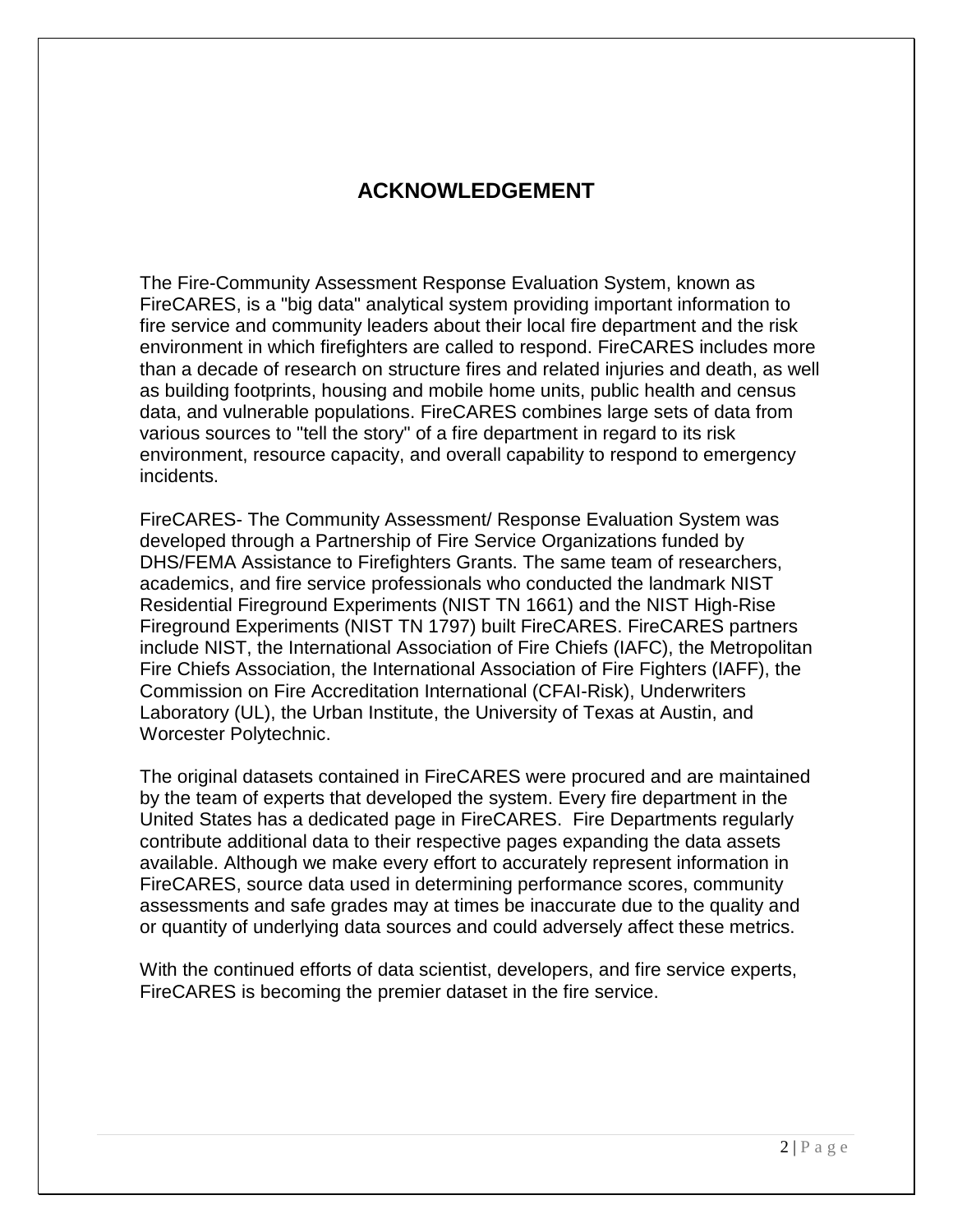# ACKNOWLEDGEMENT

The Fire-Community Assessment Response Evaluation System, known as FireCARES, is a "big data" analytical system providing important information to fire service and community leaders about their local fire department and the risk environment in which firefighters are called to respond. FireCARES includes more than a decade of research on structure fires and related injuries and death, as well as building footprints, housing and mobile home units, public health and census data, and vulnerable populations. FireCARES combines large sets of data from various sources to "tell the story" of a fire department in regard to its risk environment, resource capacity, and overall capability to respond to emergency incidents.

FireCARES- The Community Assessment/ Response Evaluation System was developed through a Partnership of Fire Service Organizations funded by DHS/FEMA Assistance to Firefighters Grants. The same team of researchers, academics, and fire service professionals who conducted the landmark NIST Residential Fireground Experiments (NIST TN 1661) and the NIST High-Rise Fireground Experiments (NIST TN 1797) built FireCARES. FireCARES partners include NIST, the International Association of Fire Chiefs (IAFC), the Metropolitan Fire Chiefs Association, the International Association of Fire Fighters (IAFF), the Commission on Fire Accreditation International (CFAI-Risk), Underwriters Laboratory (UL), the Urban Institute, the University of Texas at Austin, and Worcester Polytechnic.

The original datasets contained in FireCARES were procured and are maintained by the team of experts that developed the system. Every fire department in the United States has a dedicated page in FireCARES. Fire Departments regularly contribute additional data to their respective pages expanding the data assets available. Although we make every effort to accurately represent information in FireCARES, source data used in determining performance scores, community assessments and safe grades may at times be inaccurate due to the quality and or quantity of underlying data sources and could adversely affect these metrics.

With the continued efforts of data scientist, developers, and fire service experts, FireCARES is becoming the premier dataset in the fire service.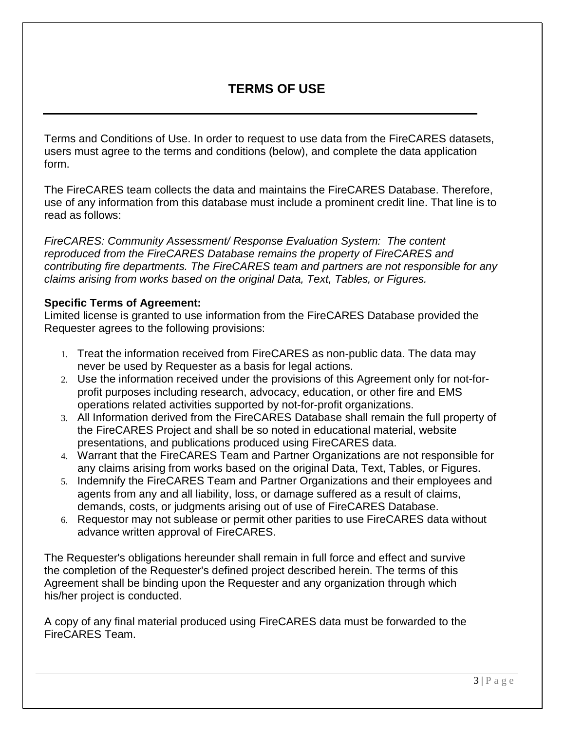# TERMS OF USE

Terms and Conditions of Use. In order to request to use data from the FireCARES datasets, users must agree to the terms and conditions (below), and complete the data application form.

The FireCARES team collects the data and maintains the FireCARES Database. Therefore, use of any information from this database must include a prominent credit line. That line is to read as follows:

*FireCARES: Community Assessment/ Response Evaluation System: The content reproduced from the FireCARES Database remains the property of FireCARES and contributing fire departments. The FireCARES team and partners are not responsible for any claims arising from works based on the original Data, Text, Tables, or Figures.*

**Specific Terms of Agreement:**
Limited license is granted to use information from the FireCARES Database provided the Requester agrees to the following provisions:

1. Treat the information received from FireCARES as non-public data. The data may never be used by Requester as a basis for legal actions.
2. Use the information received under the provisions of this Agreement only for not-for-profit purposes including research, advocacy, education, or other fire and EMS operations related activities supported by not-for-profit organizations.
3. All Information derived from the FireCARES Database shall remain the full property of the FireCARES Project and shall be so noted in educational material, website presentations, and publications produced using FireCARES data.
4. Warrant that the FireCARES Team and Partner Organizations are not responsible for any claims arising from works based on the original Data, Text, Tables, or Figures.
5. Indemnify the FireCARES Team and Partner Organizations and their employees and agents from any and all liability, loss, or damage suffered as a result of claims, demands, costs, or judgments arising out of use of FireCARES Database.
6. Requestor may not sublease or permit other parities to use FireCARES data without advance written approval of FireCARES.

The Requester's obligations hereunder shall remain in full force and effect and survive the completion of the Requester's defined project described herein. The terms of this Agreement shall be binding upon the Requester and any organization through which his/her project is conducted.

A copy of any final material produced using FireCARES data must be forwarded to the FireCARES Team.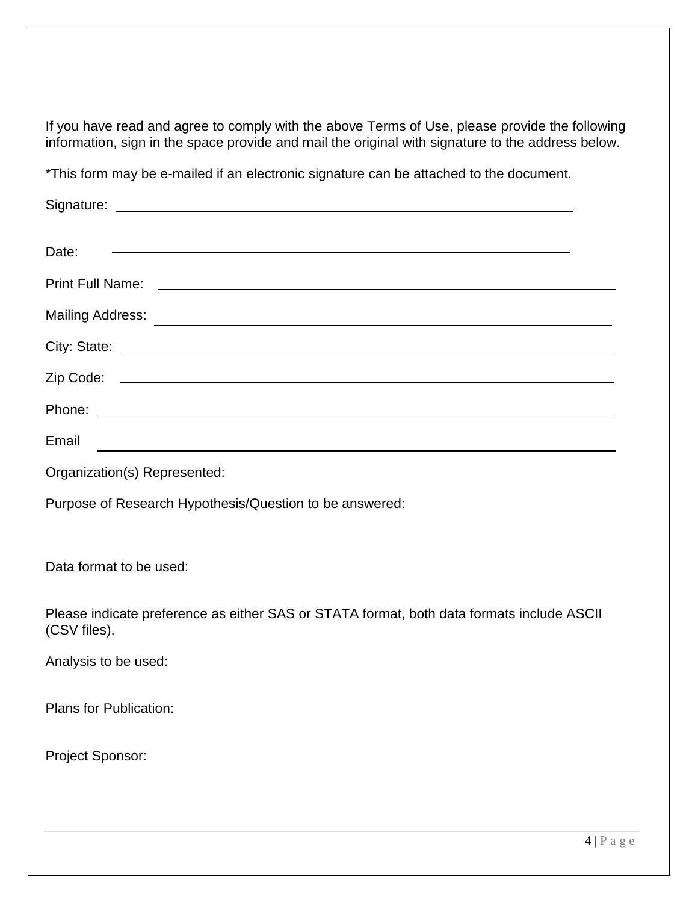If you have read and agree to comply with the above Terms of Use, please provide the following information, sign in the space provide and mail the original with signature to the address below.

*This form may be e-mailed if an electronic signature can be attached to the document.

Signature: ______________________________________________

Date: ______________________________________________

Print Full Name: ______________________________________________

Mailing Address: ______________________________________________

City: State: ______________________________________________

Zip Code: ______________________________________________

Phone: ______________________________________________

Email ______________________________________________

Organization(s) Represented:

Purpose of Research Hypothesis/Question to be answered:

Data format to be used:

Please indicate preference as either SAS or STATA format, both data formats include ASCII (CSV files).

Analysis to be used:

Plans for Publication:

Project Sponsor: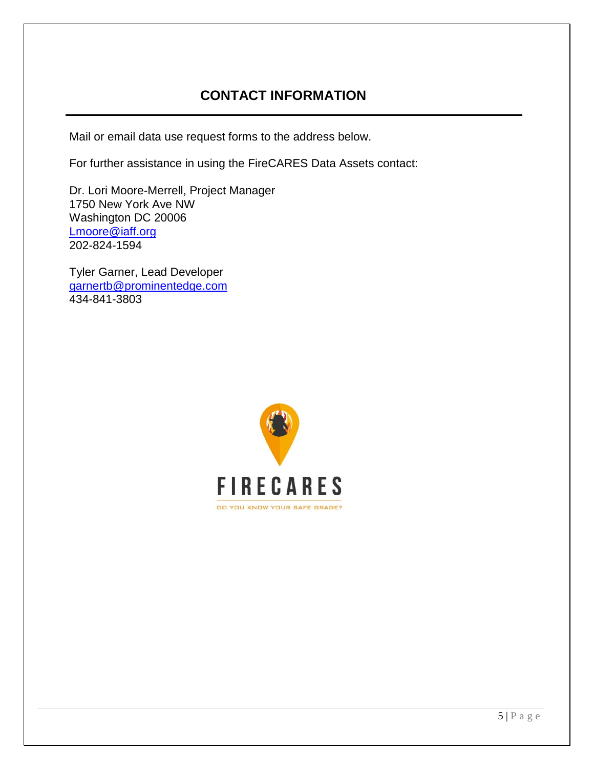## CONTACT INFORMATION

Mail or email data use request forms to the address below.

For further assistance in using the FireCARES Data Assets contact:

Dr. Lori Moore-Merrell, Project Manager  
1750 New York Ave NW  
Washington DC 20006  
Lmoore@iaff.org  
202-824-1594

Tyler Garner, Lead Developer  
garnertb@prominentedge.com  
434-841-3803

FIRECARES

DO YOU KNOW YOUR SAFE GRADE?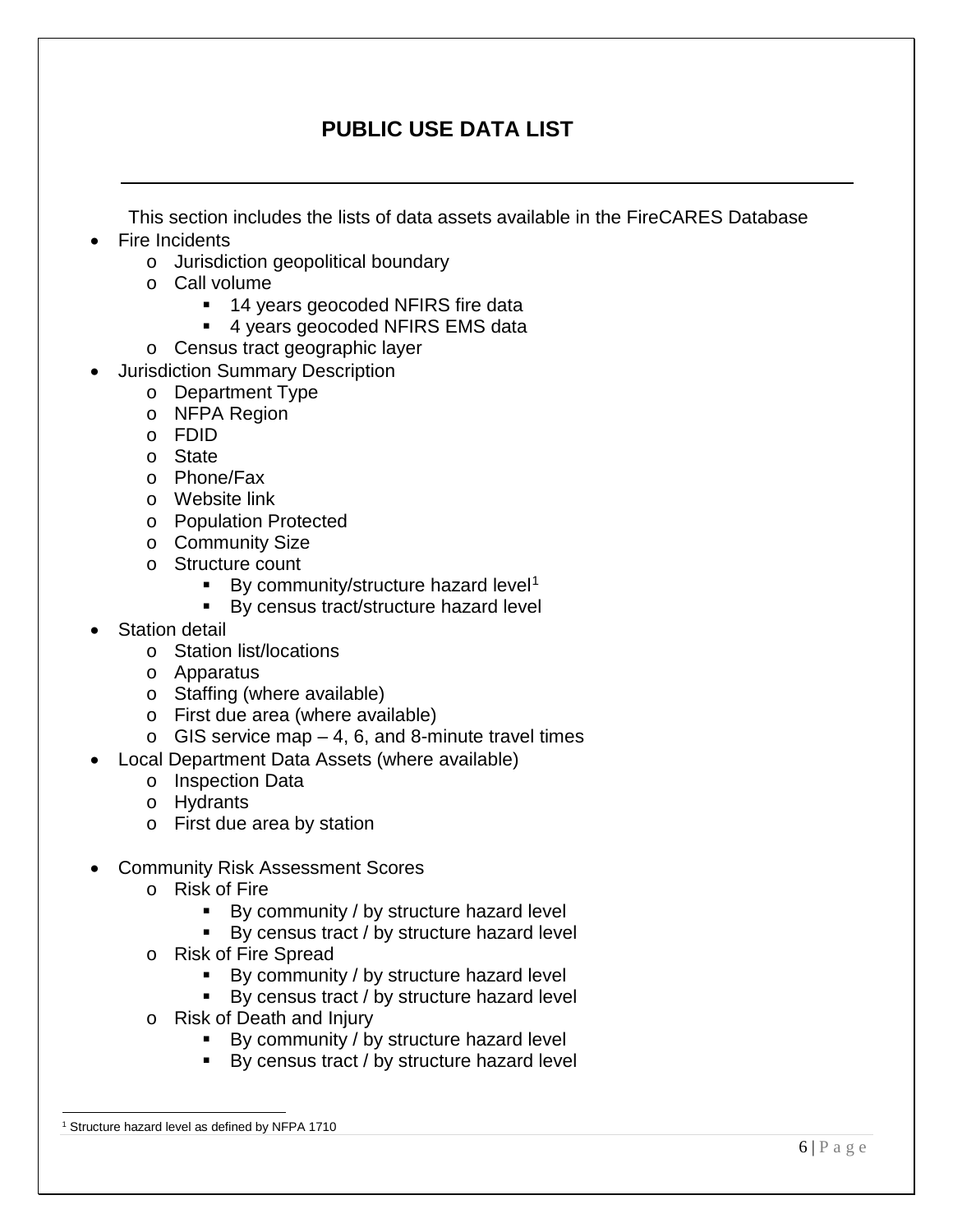# PUBLIC USE DATA LIST

This section includes the lists of data assets available in the FireCARES Database

- Fire Incidents
  - Jurisdiction geopolitical boundary
  - Call volume
    - 14 years geocoded NFIRS fire data
    - 4 years geocoded NFIRS EMS data
  - Census tract geographic layer
- Jurisdiction Summary Description
  - Department Type
  - NFPA Region
  - FDID
  - State
  - Phone/Fax
  - Website link
  - Population Protected
  - Community Size
  - Structure count
    - By community/structure hazard level[1]
    - By census tract/structure hazard level
- Station detail
  - Station list/locations
  - Apparatus
  - Staffing (where available)
  - First due area (where available)
  - GIS service map – 4, 6, and 8-minute travel times
- Local Department Data Assets (where available)
  - Inspection Data
  - Hydrants
  - First due area by station
- Community Risk Assessment Scores
  - Risk of Fire
    - By community / by structure hazard level
    - By census tract / by structure hazard level
  - Risk of Fire Spread
    - By community / by structure hazard level
    - By census tract / by structure hazard level
  - Risk of Death and Injury
    - By community / by structure hazard level
    - By census tract / by structure hazard level

[1] Structure hazard level as defined by NFPA 1710